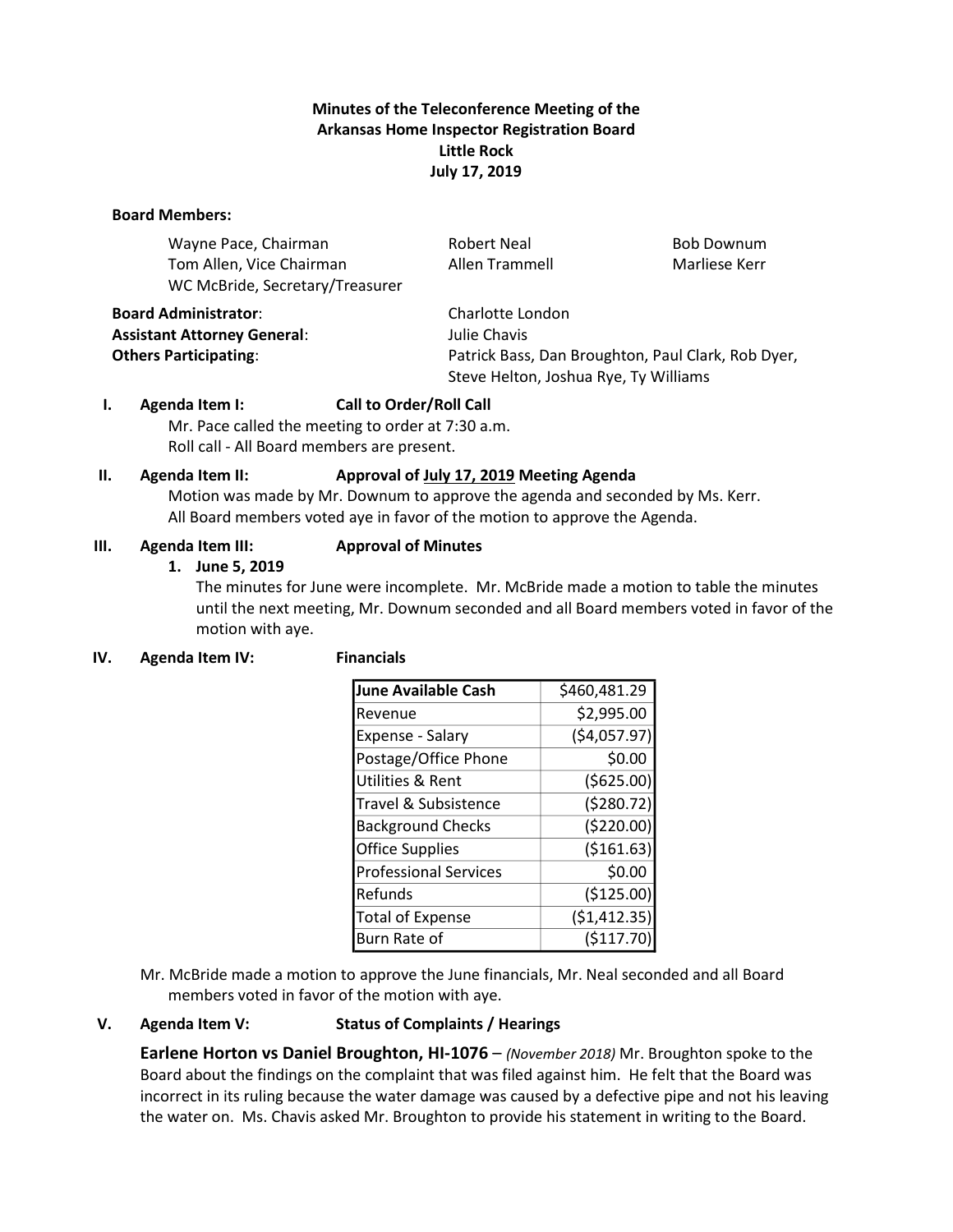**Minutes of the Teleconference Meeting of the**
**Arkansas Home Inspector Registration Board**
**Little Rock**
**July 17, 2019**

**Board Members:**

| | | |
|---|---|---|
| Wayne Pace, Chairman | Robert Neal | Bob Downum |
| Tom Allen, Vice Chairman | Allen Trammell | Marliese Kerr |
| WC McBride, Secretary/Treasurer | | |

**Board Administrator**: Charlotte London
**Assistant Attorney General**: Julie Chavis
**Others Participating**: Patrick Bass, Dan Broughton, Paul Clark, Rob Dyer, Steve Helton, Joshua Rye, Ty Williams

**I. Agenda Item I: Call to Order/Roll Call**

Mr. Pace called the meeting to order at 7:30 a.m.
Roll call - All Board members are present.

**II. Agenda Item II: Approval of <u>July 17, 2019</u> Meeting Agenda**

Motion was made by Mr. Downum to approve the agenda and seconded by Ms. Kerr.
All Board members voted aye in favor of the motion to approve the Agenda.

**III. Agenda Item III: Approval of Minutes**

1. **June 5, 2019**
   The minutes for June were incomplete. Mr. McBride made a motion to table the minutes until the next meeting, Mr. Downum seconded and all Board members voted in favor of the motion with aye.

**IV. Agenda Item IV: Financials**

| **June Available Cash** | $460,481.29 |
|---|---|
| Revenue | $2,995.00 |
| Expense - Salary | ($4,057.97) |
| Postage/Office Phone | $0.00 |
| Utilities & Rent | ($625.00) |
| Travel & Subsistence | ($280.72) |
| Background Checks | ($220.00) |
| Office Supplies | ($161.63) |
| Professional Services | $0.00 |
| Refunds | ($125.00) |
| Total of Expense | ($1,412.35) |
| Burn Rate of | ($117.70) |

Mr. McBride made a motion to approve the June financials, Mr. Neal seconded and all Board members voted in favor of the motion with aye.

**V. Agenda Item V: Status of Complaints / Hearings**

**Earlene Horton vs Daniel Broughton, HI-1076** – *(November 2018)* Mr. Broughton spoke to the Board about the findings on the complaint that was filed against him. He felt that the Board was incorrect in its ruling because the water damage was caused by a defective pipe and not his leaving the water on. Ms. Chavis asked Mr. Broughton to provide his statement in writing to the Board.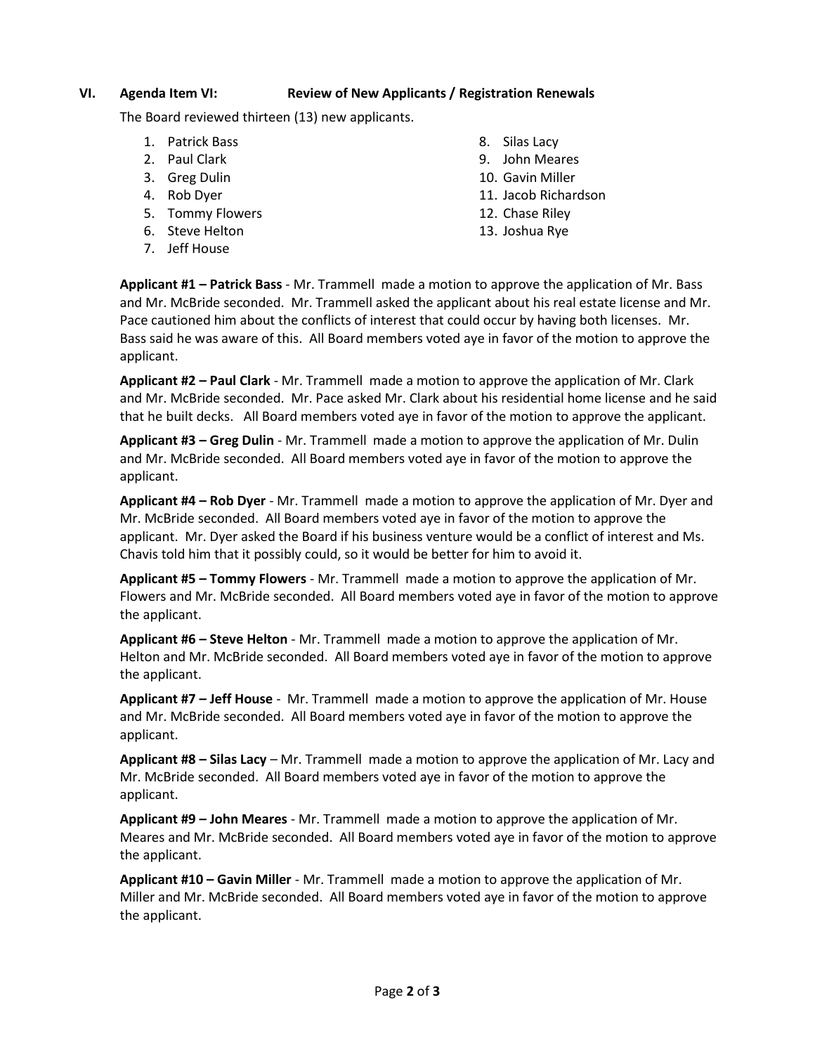## VI. Agenda Item VI: Review of New Applicants / Registration Renewals

The Board reviewed thirteen (13) new applicants.

1. Patrick Bass
2. Paul Clark
3. Greg Dulin
4. Rob Dyer
5. Tommy Flowers
6. Steve Helton
7. Jeff House
8. Silas Lacy
9. John Meares
10. Gavin Miller
11. Jacob Richardson
12. Chase Riley
13. Joshua Rye

**Applicant #1 – Patrick Bass** - Mr. Trammell made a motion to approve the application of Mr. Bass and Mr. McBride seconded. Mr. Trammell asked the applicant about his real estate license and Mr. Pace cautioned him about the conflicts of interest that could occur by having both licenses. Mr. Bass said he was aware of this. All Board members voted aye in favor of the motion to approve the applicant.

**Applicant #2 – Paul Clark** - Mr. Trammell made a motion to approve the application of Mr. Clark and Mr. McBride seconded. Mr. Pace asked Mr. Clark about his residential home license and he said that he built decks. All Board members voted aye in favor of the motion to approve the applicant.

**Applicant #3 – Greg Dulin** - Mr. Trammell made a motion to approve the application of Mr. Dulin and Mr. McBride seconded. All Board members voted aye in favor of the motion to approve the applicant.

**Applicant #4 – Rob Dyer** - Mr. Trammell made a motion to approve the application of Mr. Dyer and Mr. McBride seconded. All Board members voted aye in favor of the motion to approve the applicant. Mr. Dyer asked the Board if his business venture would be a conflict of interest and Ms. Chavis told him that it possibly could, so it would be better for him to avoid it.

**Applicant #5 – Tommy Flowers** - Mr. Trammell made a motion to approve the application of Mr. Flowers and Mr. McBride seconded. All Board members voted aye in favor of the motion to approve the applicant.

**Applicant #6 – Steve Helton** - Mr. Trammell made a motion to approve the application of Mr. Helton and Mr. McBride seconded. All Board members voted aye in favor of the motion to approve the applicant.

**Applicant #7 – Jeff House** - Mr. Trammell made a motion to approve the application of Mr. House and Mr. McBride seconded. All Board members voted aye in favor of the motion to approve the applicant.

**Applicant #8 – Silas Lacy** – Mr. Trammell made a motion to approve the application of Mr. Lacy and Mr. McBride seconded. All Board members voted aye in favor of the motion to approve the applicant.

**Applicant #9 – John Meares** - Mr. Trammell made a motion to approve the application of Mr. Meares and Mr. McBride seconded. All Board members voted aye in favor of the motion to approve the applicant.

**Applicant #10 – Gavin Miller** - Mr. Trammell made a motion to approve the application of Mr. Miller and Mr. McBride seconded. All Board members voted aye in favor of the motion to approve the applicant.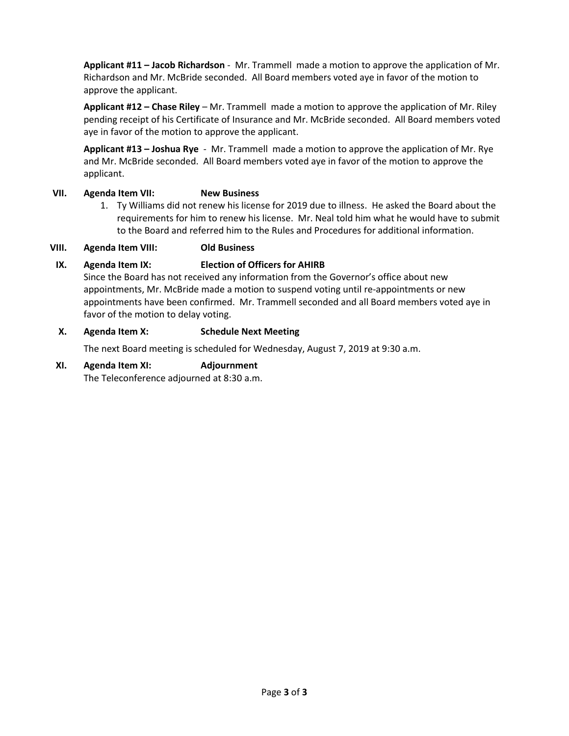**Applicant #11 – Jacob Richardson** - Mr. Trammell made a motion to approve the application of Mr. Richardson and Mr. McBride seconded. All Board members voted aye in favor of the motion to approve the applicant.

**Applicant #12 – Chase Riley** – Mr. Trammell made a motion to approve the application of Mr. Riley pending receipt of his Certificate of Insurance and Mr. McBride seconded. All Board members voted aye in favor of the motion to approve the applicant.

**Applicant #13 – Joshua Rye** - Mr. Trammell made a motion to approve the application of Mr. Rye and Mr. McBride seconded. All Board members voted aye in favor of the motion to approve the applicant.

**VII. Agenda Item VII: New Business**

1. Ty Williams did not renew his license for 2019 due to illness. He asked the Board about the requirements for him to renew his license. Mr. Neal told him what he would have to submit to the Board and referred him to the Rules and Procedures for additional information.

**VIII. Agenda Item VIII: Old Business**

**IX. Agenda Item IX: Election of Officers for AHIRB**

Since the Board has not received any information from the Governor's office about new appointments, Mr. McBride made a motion to suspend voting until re-appointments or new appointments have been confirmed. Mr. Trammell seconded and all Board members voted aye in favor of the motion to delay voting.

**X. Agenda Item X: Schedule Next Meeting**

The next Board meeting is scheduled for Wednesday, August 7, 2019 at 9:30 a.m.

**XI. Agenda Item XI: Adjournment**

The Teleconference adjourned at 8:30 a.m.